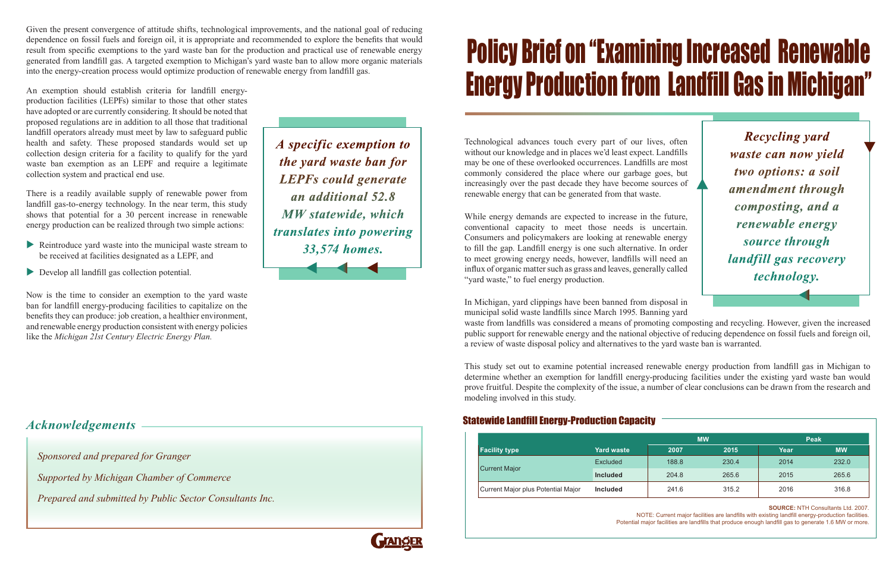# Policy Brief on "Examining Increased Renewable Energy Production from Landfill Gas in Michigan"

Technological advances touch every part of our lives, often without our knowledge and in places we'd least expect. Landfills may be one of these overlooked occurrences. Landfills are most commonly considered the place where our garbage goes, but increasingly over the past decade they have become sources of renewable energy that can be generated from that waste.

*Recycling yard waste can now yield two options: a soil amendment through composting, and a renewable energy source through landfill gas recovery technology.*

While energy demands are expected to increase in the future, conventional capacity to meet those needs is uncertain. Consumers and policymakers are looking at renewable energy to fill the gap. Landfill energy is one such alternative. In order to meet growing energy needs, however, landfills will need an influx of organic matter such as grass and leaves, generally called "yard waste," to fuel energy production.

In Michigan, yard clippings have been banned from disposal in municipal solid waste landfills since March 1995. Banning yard waste from landfills was considered a means of promoting composting and recycling. However, given the increased public support for renewable energy and the national objective of reducing dependence on fossil fuels and foreign oil, a review of waste disposal policy and alternatives to the yard waste ban is warranted.

This study set out to examine potential increased renewable energy production from landfill gas in Michigan to determine whether an exemption for landfill energy-producing facilities under the existing yard waste ban would prove fruitful. Despite the complexity of the issue, a number of clear conclusions can be drawn from the research and modeling involved in this study.

### Statewide Landfill Energy-Production Capacity

| | | MW | | Peak | |
|---|---|---|---|---|---|
| **Facility type** | **Yard waste** | **2007** | **2015** | **Year** | **MW** |
| Current Major | Excluded | 188.8 | 230.4 | 2014 | 232.0 |
| | **Included** | 204.8 | 265.6 | 2015 | 265.6 |
| Current Major plus Potential Major | **Included** | 241.6 | 315.2 | 2016 | 316.8 |

**SOURCE:** NTH Consultants Ltd. 2007.
NOTE: Current major facilities are landfills with existing landfill energy-production facilities. Potential major facilities are landfills that produce enough landfill gas to generate 1.6 MW or more.

Given the present convergence of attitude shifts, technological improvements, and the national goal of reducing dependence on fossil fuels and foreign oil, it is appropriate and recommended to explore the benefits that would result from specific exemptions to the yard waste ban for the production and practical use of renewable energy generated from landfill gas. A targeted exemption to Michigan's yard waste ban to allow more organic materials into the energy-creation process would optimize production of renewable energy from landfill gas.

An exemption should establish criteria for landfill energy-production facilities (LEPFs) similar to those that other states have adopted or are currently considering. It should be noted that proposed regulations are in addition to all those that traditional landfill operators already must meet by law to safeguard public health and safety. These proposed standards would set up collection design criteria for a facility to qualify for the yard waste ban exemption as an LEPF and require a legitimate collection system and practical end use.

*A specific exemption to the yard waste ban for LEPFs could generate an additional 52.8 MW statewide, which translates into powering 33,574 homes.*

There is a readily available supply of renewable power from landfill gas-to-energy technology. In the near term, this study shows that potential for a 30 percent increase in renewable energy production can be realized through two simple actions:

- Reintroduce yard waste into the municipal waste stream to be received at facilities designated as a LEPF, and
- Develop all landfill gas collection potential.

Now is the time to consider an exemption to the yard waste ban for landfill energy-producing facilities to capitalize on the benefits they can produce: job creation, a healthier environment, and renewable energy production consistent with energy policies like the *Michigan 21st Century Electric Energy Plan.*

## *Acknowledgements*

*Sponsored and prepared for Granger*

*Supported by Michigan Chamber of Commerce*

*Prepared and submitted by Public Sector Consultants Inc.*

GRANGER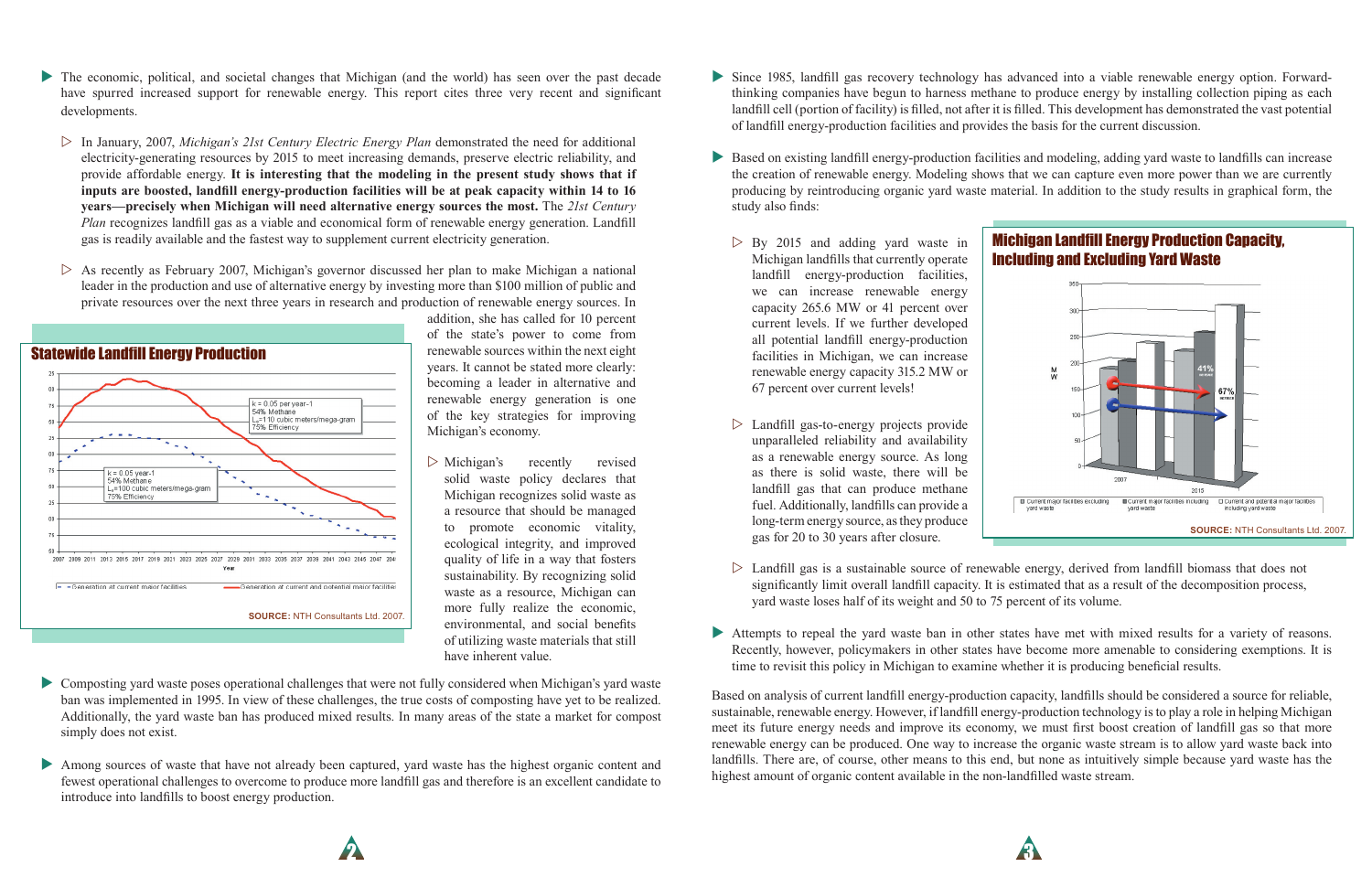- The economic, political, and societal changes that Michigan (and the world) has seen over the past decade have spurred increased support for renewable energy. This report cites three very recent and significant developments.

  - In January, 2007, *Michigan's 21st Century Electric Energy Plan* demonstrated the need for additional electricity-generating resources by 2015 to meet increasing demands, preserve electric reliability, and provide affordable energy. **It is interesting that the modeling in the present study shows that if inputs are boosted, landfill energy-production facilities will be at peak capacity within 14 to 16 years—precisely when Michigan will need alternative energy sources the most.** The *21st Century Plan* recognizes landfill gas as a viable and economical form of renewable energy generation. Landfill gas is readily available and the fastest way to supplement current electricity generation.

  - As recently as February 2007, Michigan's governor discussed her plan to make Michigan a national leader in the production and use of alternative energy by investing more than $100 million of public and private resources over the next three years in research and production of renewable energy sources. In addition, she has called for 10 percent of the state's power to come from renewable sources within the next eight years. It cannot be stated more clearly: becoming a leader in alternative and renewable energy generation is one of the key strategies for improving Michigan's economy.

**Statewide Landfill Energy Production**

k = 0.05 per year-1
54% Methane
$L_o$=110 cubic meters/mega-gram
75% Efficiency

k = 0.05 year-1
54% Methane
$L_o$=100 cubic meters/mega-gram
75% Efficiency

2007 2009 2011 2013 2015 2017 2019 2021 2023 2025 2027 2029 2031 2033 2035 2037 2039 2041 2043 2045 2047 204

Year

Generation at current major facilities
Generation at current and potential major facilities

SOURCE: NTH Consultants Ltd. 2007.

  - Michigan's recently revised solid waste policy declares that Michigan recognizes solid waste as a resource that should be managed to promote economic vitality, ecological integrity, and improved quality of life in a way that fosters sustainability. By recognizing solid waste as a resource, Michigan can more fully realize the economic, environmental, and social benefits of utilizing waste materials that still have inherent value.

- Composting yard waste poses operational challenges that were not fully considered when Michigan's yard waste ban was implemented in 1995. In view of these challenges, the true costs of composting have yet to be realized. Additionally, the yard waste ban has produced mixed results. In many areas of the state a market for compost simply does not exist.

- Among sources of waste that have not already been captured, yard waste has the highest organic content and fewest operational challenges to overcome to produce more landfill gas and therefore is an excellent candidate to introduce into landfills to boost energy production.

- Since 1985, landfill gas recovery technology has advanced into a viable renewable energy option. Forward-thinking companies have begun to harness methane to produce energy by installing collection piping as each landfill cell (portion of facility) is filled, not after it is filled. This development has demonstrated the vast potential of landfill energy-production facilities and provides the basis for the current discussion.

- Based on existing landfill energy-production facilities and modeling, adding yard waste to landfills can increase the creation of renewable energy. Modeling shows that we can capture even more power than we are currently producing by reintroducing organic yard waste material. In addition to the study results in graphical form, the study also finds:

  - By 2015 and adding yard waste in Michigan landfills that currently operate landfill energy-production facilities, we can increase renewable energy capacity 265.6 MW or 41 percent over current levels. If we further developed all potential landfill energy-production facilities in Michigan, we can increase renewable energy capacity 315.2 MW or 67 percent over current levels!

**Michigan Landfill Energy Production Capacity, Including and Excluding Yard Waste**

MW

0 50 100 150 200 250 300 350

2007 2015

41%
67%

Current major facilities excluding yard waste
Current major facilities including yard waste
Current and potential major facilities including yard waste

SOURCE: NTH Consultants Ltd. 2007.

  - Landfill gas-to-energy projects provide unparalleled reliability and availability as a renewable energy source. As long as there is solid waste, there will be landfill gas that can produce methane fuel. Additionally, landfills can provide a long-term energy source, as they produce gas for 20 to 30 years after closure.

  - Landfill gas is a sustainable source of renewable energy, derived from landfill biomass that does not significantly limit overall landfill capacity. It is estimated that as a result of the decomposition process, yard waste loses half of its weight and 50 to 75 percent of its volume.

- Attempts to repeal the yard waste ban in other states have met with mixed results for a variety of reasons. Recently, however, policymakers in other states have become more amenable to considering exemptions. It is time to revisit this policy in Michigan to examine whether it is producing beneficial results.

Based on analysis of current landfill energy-production capacity, landfills should be considered a source for reliable, sustainable, renewable energy. However, if landfill energy-production technology is to play a role in helping Michigan meet its future energy needs and improve its economy, we must first boost creation of landfill gas so that more renewable energy can be produced. One way to increase the organic waste stream is to allow yard waste back into landfills. There are, of course, other means to this end, but none as intuitively simple because yard waste has the highest amount of organic content available in the non-landfilled waste stream.